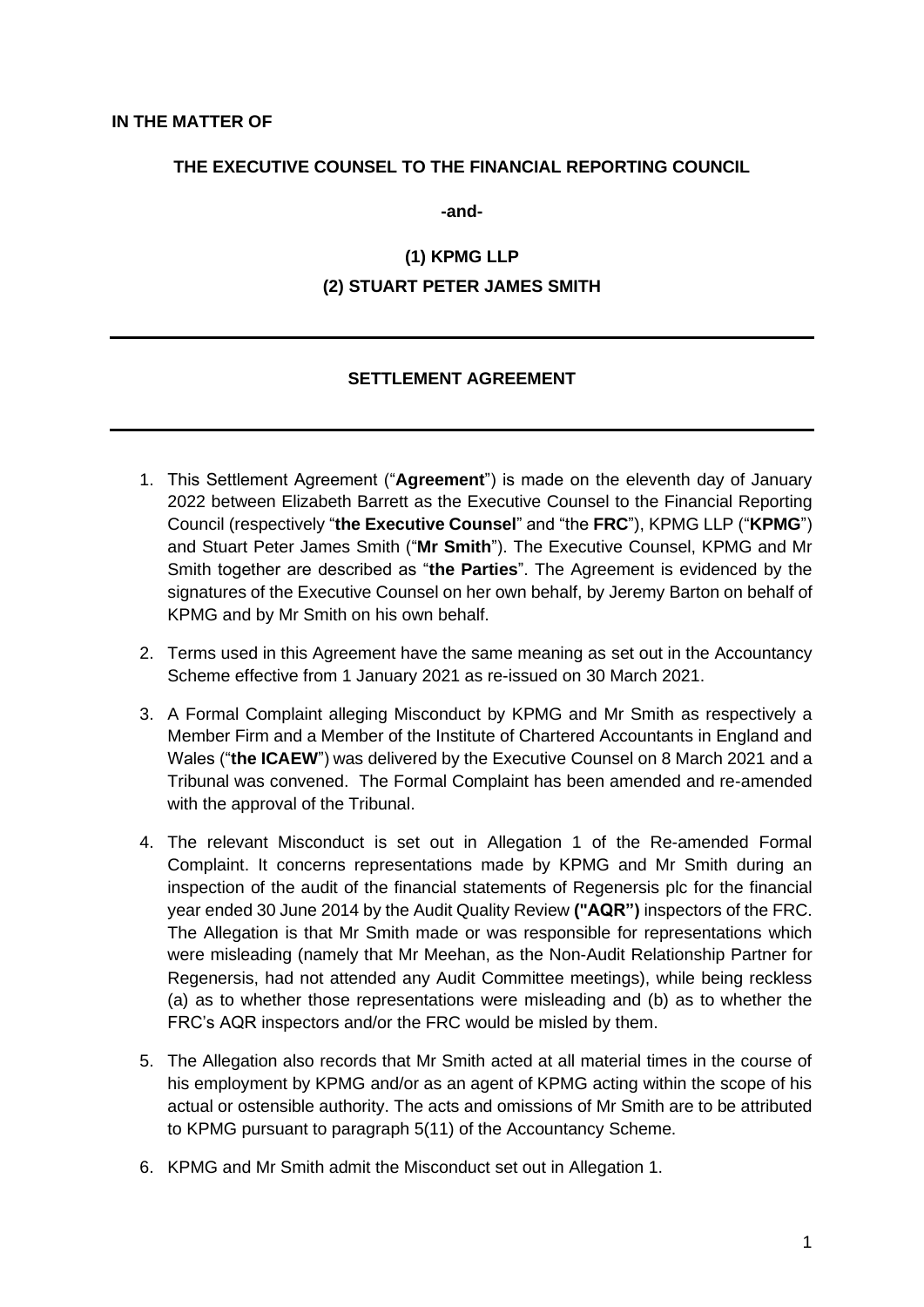**IN THE MATTER OF**

**THE EXECUTIVE COUNSEL TO THE FINANCIAL REPORTING COUNCIL**

**-and-**

**(1) KPMG LLP**

**(2) STUART PETER JAMES SMITH**

---

**SETTLEMENT AGREEMENT**

---

1. This Settlement Agreement ("**Agreement**") is made on the eleventh day of January 2022 between Elizabeth Barrett as the Executive Counsel to the Financial Reporting Council (respectively "**the Executive Counsel**" and "the **FRC**"), KPMG LLP ("**KPMG**") and Stuart Peter James Smith ("**Mr Smith**"). The Executive Counsel, KPMG and Mr Smith together are described as "**the Parties**". The Agreement is evidenced by the signatures of the Executive Counsel on her own behalf, by Jeremy Barton on behalf of KPMG and by Mr Smith on his own behalf.

2. Terms used in this Agreement have the same meaning as set out in the Accountancy Scheme effective from 1 January 2021 as re-issued on 30 March 2021.

3. A Formal Complaint alleging Misconduct by KPMG and Mr Smith as respectively a Member Firm and a Member of the Institute of Chartered Accountants in England and Wales ("**the ICAEW**") was delivered by the Executive Counsel on 8 March 2021 and a Tribunal was convened. The Formal Complaint has been amended and re-amended with the approval of the Tribunal.

4. The relevant Misconduct is set out in Allegation 1 of the Re-amended Formal Complaint. It concerns representations made by KPMG and Mr Smith during an inspection of the audit of the financial statements of Regenersis plc for the financial year ended 30 June 2014 by the Audit Quality Review **("AQR")** inspectors of the FRC. The Allegation is that Mr Smith made or was responsible for representations which were misleading (namely that Mr Meehan, as the Non-Audit Relationship Partner for Regenersis, had not attended any Audit Committee meetings), while being reckless (a) as to whether those representations were misleading and (b) as to whether the FRC's AQR inspectors and/or the FRC would be misled by them.

5. The Allegation also records that Mr Smith acted at all material times in the course of his employment by KPMG and/or as an agent of KPMG acting within the scope of his actual or ostensible authority. The acts and omissions of Mr Smith are to be attributed to KPMG pursuant to paragraph 5(11) of the Accountancy Scheme.

6. KPMG and Mr Smith admit the Misconduct set out in Allegation 1.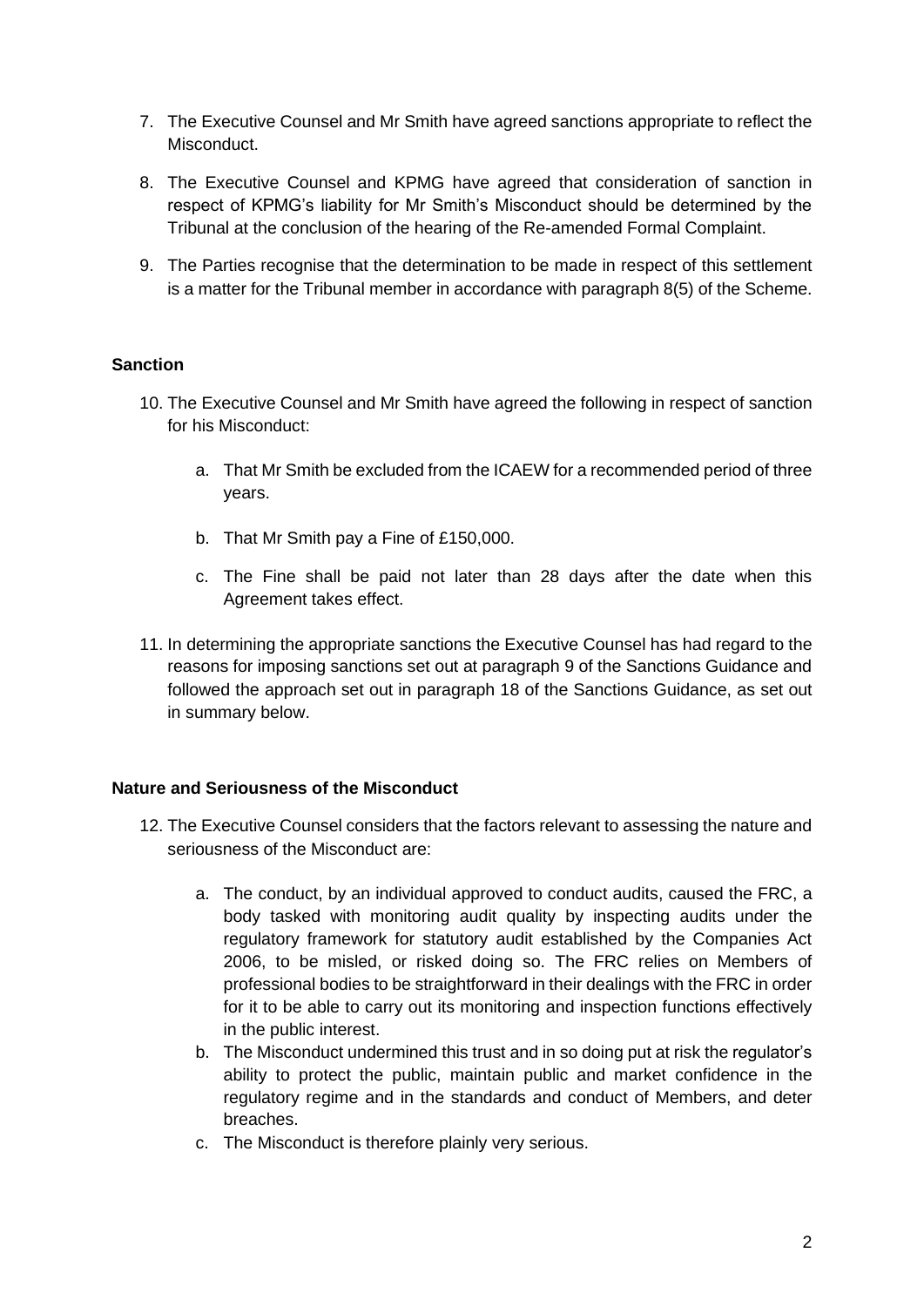7. The Executive Counsel and Mr Smith have agreed sanctions appropriate to reflect the Misconduct.

8. The Executive Counsel and KPMG have agreed that consideration of sanction in respect of KPMG's liability for Mr Smith's Misconduct should be determined by the Tribunal at the conclusion of the hearing of the Re-amended Formal Complaint.

9. The Parties recognise that the determination to be made in respect of this settlement is a matter for the Tribunal member in accordance with paragraph 8(5) of the Scheme.

**Sanction**

10. The Executive Counsel and Mr Smith have agreed the following in respect of sanction for his Misconduct:

    a. That Mr Smith be excluded from the ICAEW for a recommended period of three years.

    b. That Mr Smith pay a Fine of £150,000.

    c. The Fine shall be paid not later than 28 days after the date when this Agreement takes effect.

11. In determining the appropriate sanctions the Executive Counsel has had regard to the reasons for imposing sanctions set out at paragraph 9 of the Sanctions Guidance and followed the approach set out in paragraph 18 of the Sanctions Guidance, as set out in summary below.

**Nature and Seriousness of the Misconduct**

12. The Executive Counsel considers that the factors relevant to assessing the nature and seriousness of the Misconduct are:

    a. The conduct, by an individual approved to conduct audits, caused the FRC, a body tasked with monitoring audit quality by inspecting audits under the regulatory framework for statutory audit established by the Companies Act 2006, to be misled, or risked doing so. The FRC relies on Members of professional bodies to be straightforward in their dealings with the FRC in order for it to be able to carry out its monitoring and inspection functions effectively in the public interest.
    b. The Misconduct undermined this trust and in so doing put at risk the regulator's ability to protect the public, maintain public and market confidence in the regulatory regime and in the standards and conduct of Members, and deter breaches.
    c. The Misconduct is therefore plainly very serious.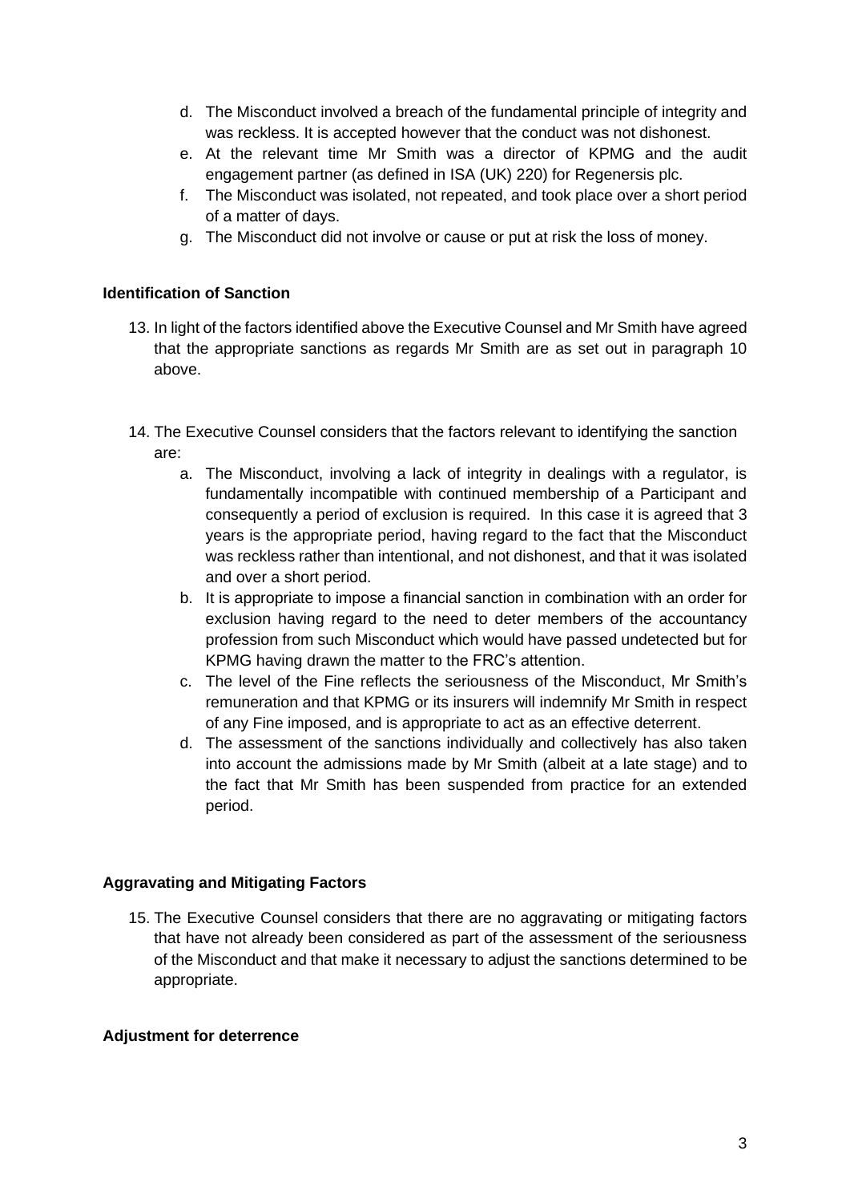d. The Misconduct involved a breach of the fundamental principle of integrity and was reckless. It is accepted however that the conduct was not dishonest.
e. At the relevant time Mr Smith was a director of KPMG and the audit engagement partner (as defined in ISA (UK) 220) for Regenersis plc.
f. The Misconduct was isolated, not repeated, and took place over a short period of a matter of days.
g. The Misconduct did not involve or cause or put at risk the loss of money.

**Identification of Sanction**

13. In light of the factors identified above the Executive Counsel and Mr Smith have agreed that the appropriate sanctions as regards Mr Smith are as set out in paragraph 10 above.

14. The Executive Counsel considers that the factors relevant to identifying the sanction are:
    a. The Misconduct, involving a lack of integrity in dealings with a regulator, is fundamentally incompatible with continued membership of a Participant and consequently a period of exclusion is required. In this case it is agreed that 3 years is the appropriate period, having regard to the fact that the Misconduct was reckless rather than intentional, and not dishonest, and that it was isolated and over a short period.
    b. It is appropriate to impose a financial sanction in combination with an order for exclusion having regard to the need to deter members of the accountancy profession from such Misconduct which would have passed undetected but for KPMG having drawn the matter to the FRC's attention.
    c. The level of the Fine reflects the seriousness of the Misconduct, Mr Smith's remuneration and that KPMG or its insurers will indemnify Mr Smith in respect of any Fine imposed, and is appropriate to act as an effective deterrent.
    d. The assessment of the sanctions individually and collectively has also taken into account the admissions made by Mr Smith (albeit at a late stage) and to the fact that Mr Smith has been suspended from practice for an extended period.

**Aggravating and Mitigating Factors**

15. The Executive Counsel considers that there are no aggravating or mitigating factors that have not already been considered as part of the assessment of the seriousness of the Misconduct and that make it necessary to adjust the sanctions determined to be appropriate.

**Adjustment for deterrence**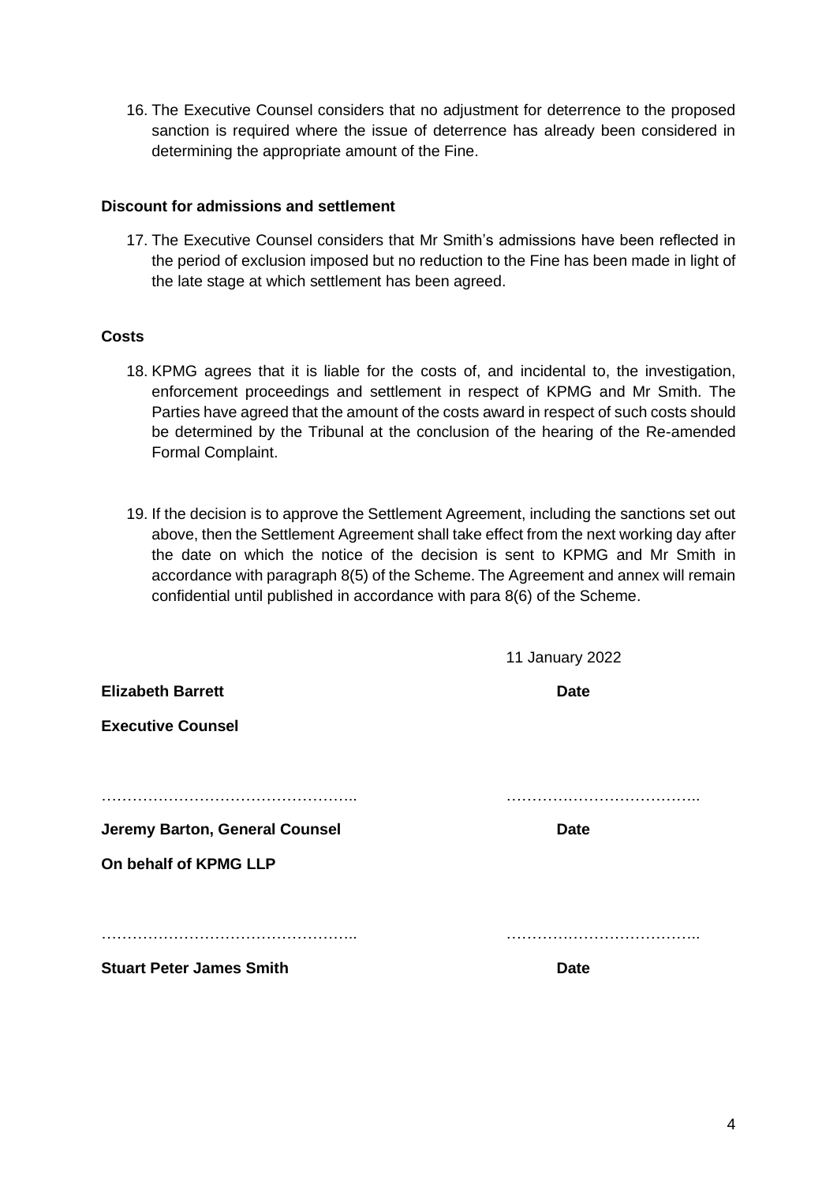16. The Executive Counsel considers that no adjustment for deterrence to the proposed sanction is required where the issue of deterrence has already been considered in determining the appropriate amount of the Fine.

**Discount for admissions and settlement**

17. The Executive Counsel considers that Mr Smith's admissions have been reflected in the period of exclusion imposed but no reduction to the Fine has been made in light of the late stage at which settlement has been agreed.

**Costs**

18. KPMG agrees that it is liable for the costs of, and incidental to, the investigation, enforcement proceedings and settlement in respect of KPMG and Mr Smith. The Parties have agreed that the amount of the costs award in respect of such costs should be determined by the Tribunal at the conclusion of the hearing of the Re-amended Formal Complaint.

19. If the decision is to approve the Settlement Agreement, including the sanctions set out above, then the Settlement Agreement shall take effect from the next working day after the date on which the notice of the decision is sent to KPMG and Mr Smith in accordance with paragraph 8(5) of the Scheme. The Agreement and annex will remain confidential until published in accordance with para 8(6) of the Scheme.

| | |
|---|---|
| | 11 January 2022 |
| **Elizabeth Barrett** | **Date** |
| **Executive Counsel** | |
| ………………………………………….. | ……………………………….. |
| **Jeremy Barton, General Counsel** | **Date** |
| **On behalf of KPMG LLP** | |
| ………………………………………….. | ……………………………….. |
| **Stuart Peter James Smith** | **Date** |